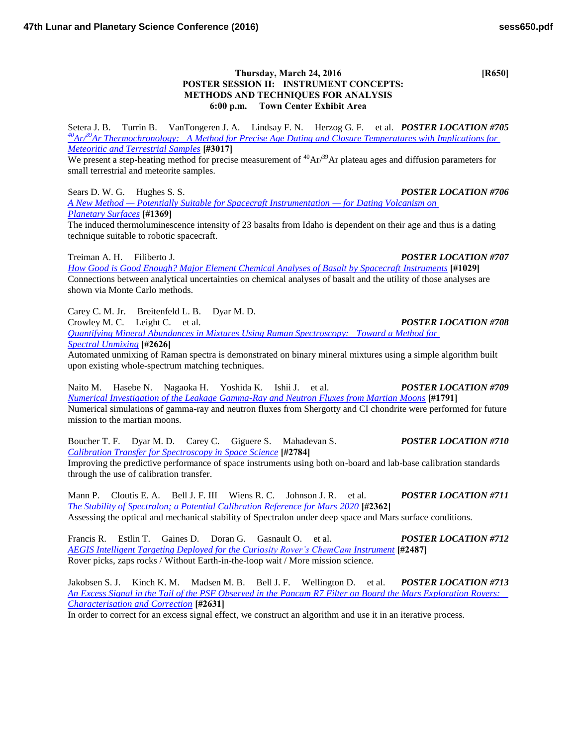**Thursday, March 24, 2016** **[R650]**

## POSTER SESSION II: INSTRUMENT CONCEPTS: METHODS AND TECHNIQUES FOR ANALYSIS

**6:00 p.m. Town Center Exhibit Area**

Setera J. B. Turrin B. VanTongeren J. A. Lindsay F. N. Herzog G. F. et al. ***POSTER LOCATION #705***
*$^{40}Ar/^{39}Ar$ Thermochronology: A Method for Precise Age Dating and Closure Temperatures with Implications for Meteoritic and Terrestrial Samples* **[#3017]**
We present a step-heating method for precise measurement of $^{40}Ar/^{39}Ar$ plateau ages and diffusion parameters for small terrestrial and meteorite samples.

Sears D. W. G. Hughes S. S. ***POSTER LOCATION #706***
*A New Method — Potentially Suitable for Spacecraft Instrumentation — for Dating Volcanism on Planetary Surfaces* **[#1369]**
The induced thermoluminescence intensity of 23 basalts from Idaho is dependent on their age and thus is a dating technique suitable to robotic spacecraft.

Treiman A. H. Filiberto J. ***POSTER LOCATION #707***
*How Good is Good Enough? Major Element Chemical Analyses of Basalt by Spacecraft Instruments* **[#1029]**
Connections between analytical uncertainties on chemical analyses of basalt and the utility of those analyses are shown via Monte Carlo methods.

Carey C. M. Jr. Breitenfeld L. B. Dyar M. D.
Crowley M. C. Leight C. et al. ***POSTER LOCATION #708***
*Quantifying Mineral Abundances in Mixtures Using Raman Spectroscopy: Toward a Method for Spectral Unmixing* **[#2626]**
Automated unmixing of Raman spectra is demonstrated on binary mineral mixtures using a simple algorithm built upon existing whole-spectrum matching techniques.

Naito M. Hasebe N. Nagaoka H. Yoshida K. Ishii J. et al. ***POSTER LOCATION #709***
*Numerical Investigation of the Leakage Gamma-Ray and Neutron Fluxes from Martian Moons* **[#1791]**
Numerical simulations of gamma-ray and neutron fluxes from Shergotty and CI chondrite were performed for future mission to the martian moons.

Boucher T. F. Dyar M. D. Carey C. Giguere S. Mahadevan S. ***POSTER LOCATION #710***
*Calibration Transfer for Spectroscopy in Space Science* **[#2784]**
Improving the predictive performance of space instruments using both on-board and lab-base calibration standards through the use of calibration transfer.

Mann P. Cloutis E. A. Bell J. F. III Wiens R. C. Johnson J. R. et al. ***POSTER LOCATION #711***
*The Stability of Spectralon; a Potential Calibration Reference for Mars 2020* **[#2362]**
Assessing the optical and mechanical stability of Spectralon under deep space and Mars surface conditions.

Francis R. Estlin T. Gaines D. Doran G. Gasnault O. et al. ***POSTER LOCATION #712***
*AEGIS Intelligent Targeting Deployed for the Curiosity Rover's ChemCam Instrument* **[#2487]**
Rover picks, zaps rocks / Without Earth-in-the-loop wait / More mission science.

Jakobsen S. J. Kinch K. M. Madsen M. B. Bell J. F. Wellington D. et al. ***POSTER LOCATION #713***
*An Excess Signal in the Tail of the PSF Observed in the Pancam R7 Filter on Board the Mars Exploration Rovers: Characterisation and Correction* **[#2631]**
In order to correct for an excess signal effect, we construct an algorithm and use it in an iterative process.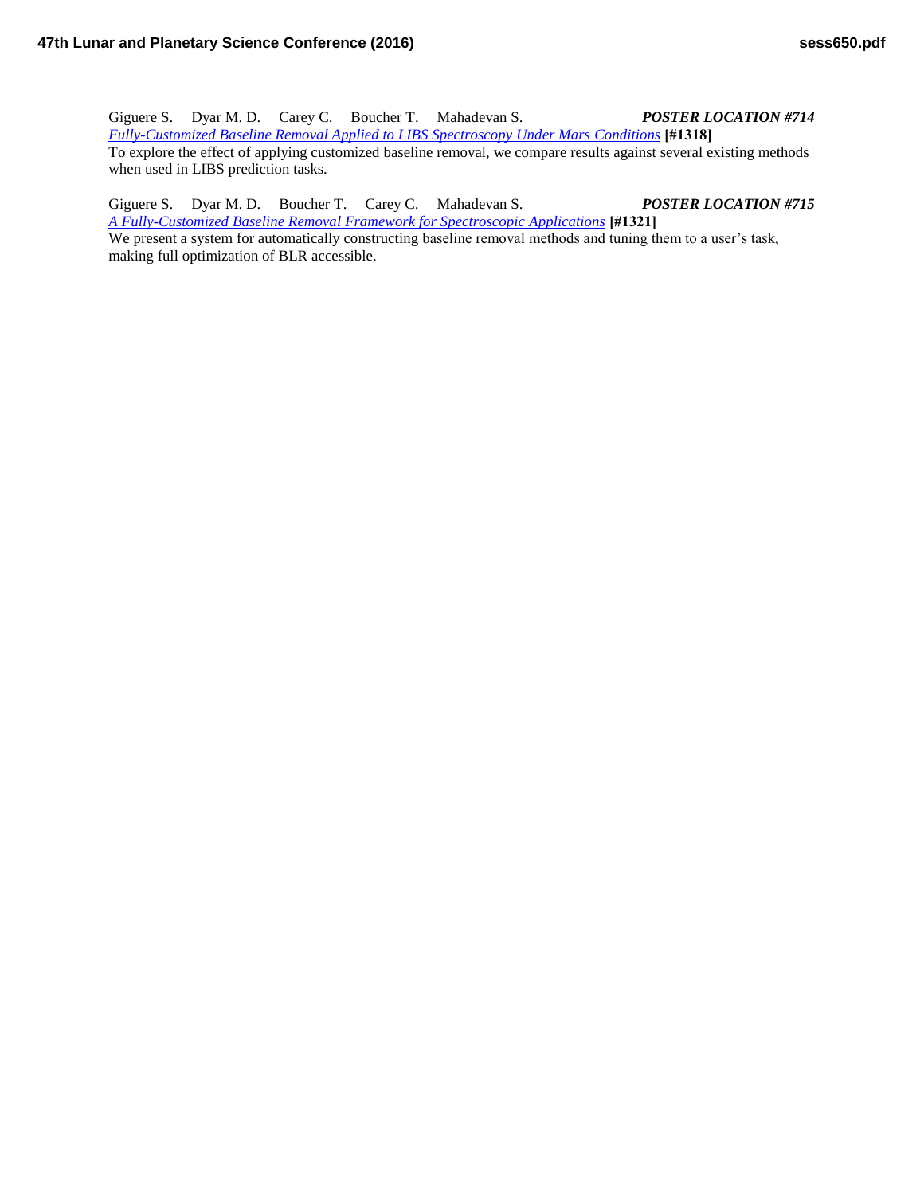Giguere S. Dyar M. D. Carey C. Boucher T. Mahadevan S. ***POSTER LOCATION #714***
*Fully-Customized Baseline Removal Applied to LIBS Spectroscopy Under Mars Conditions* **[#1318]**
To explore the effect of applying customized baseline removal, we compare results against several existing methods when used in LIBS prediction tasks.

Giguere S. Dyar M. D. Boucher T. Carey C. Mahadevan S. ***POSTER LOCATION #715***
*A Fully-Customized Baseline Removal Framework for Spectroscopic Applications* **[#1321]**
We present a system for automatically constructing baseline removal methods and tuning them to a user's task, making full optimization of BLR accessible.